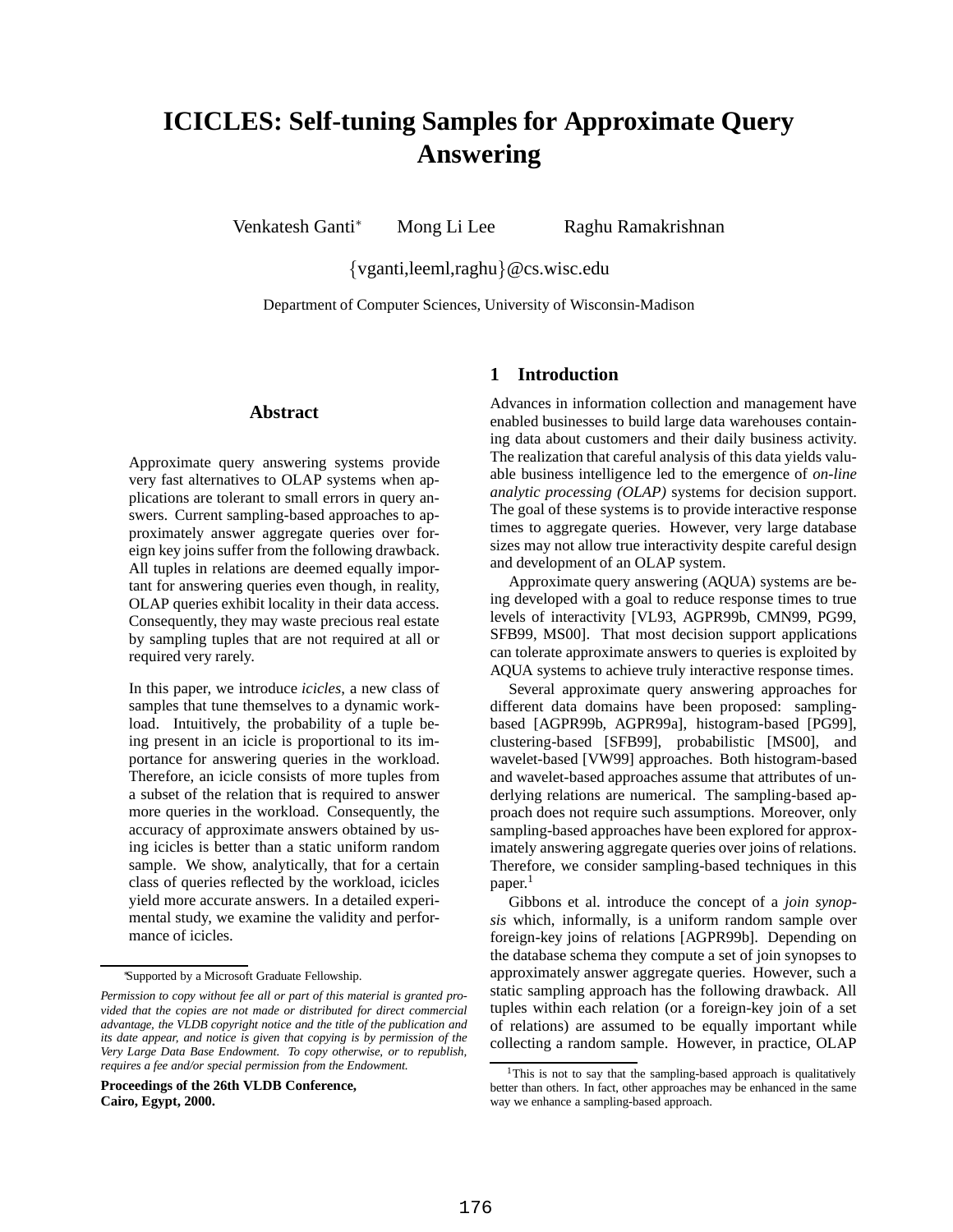# ICICLES: Self-tuning Samples for Approximate Query Answering

Venkatesh Ganti* Mong Li Lee Raghu Ramakrishnan

{vganti,leeml,raghu}@cs.wisc.edu

Department of Computer Sciences, University of Wisconsin-Madison

## Abstract

Approximate query answering systems provide very fast alternatives to OLAP systems when applications are tolerant to small errors in query answers. Current sampling-based approaches to approximately answer aggregate queries over foreign key joins suffer from the following drawback. All tuples in relations are deemed equally important for answering queries even though, in reality, OLAP queries exhibit locality in their data access. Consequently, they may waste precious real estate by sampling tuples that are not required at all or required very rarely.

In this paper, we introduce *icicles*, a new class of samples that tune themselves to a dynamic workload. Intuitively, the probability of a tuple being present in an icicle is proportional to its importance for answering queries in the workload. Therefore, an icicle consists of more tuples from a subset of the relation that is required to answer more queries in the workload. Consequently, the accuracy of approximate answers obtained by using icicles is better than a static uniform random sample. We show, analytically, that for a certain class of queries reflected by the workload, icicles yield more accurate answers. In a detailed experimental study, we examine the validity and performance of icicles.

*Supported by a Microsoft Graduate Fellowship.

*Permission to copy without fee all or part of this material is granted provided that the copies are not made or distributed for direct commercial advantage, the VLDB copyright notice and the title of the publication and its date appear, and notice is given that copying is by permission of the Very Large Data Base Endowment. To copy otherwise, or to republish, requires a fee and/or special permission from the Endowment.*

**Proceedings of the 26th VLDB Conference, Cairo, Egypt, 2000.**

## 1 Introduction

Advances in information collection and management have enabled businesses to build large data warehouses containing data about customers and their daily business activity. The realization that careful analysis of this data yields valuable business intelligence led to the emergence of *on-line analytic processing (OLAP)* systems for decision support. The goal of these systems is to provide interactive response times to aggregate queries. However, very large database sizes may not allow true interactivity despite careful design and development of an OLAP system.

Approximate query answering (AQUA) systems are being developed with a goal to reduce response times to true levels of interactivity [VL93, AGPR99b, CMN99, PG99, SFB99, MS00]. That most decision support applications can tolerate approximate answers to queries is exploited by AQUA systems to achieve truly interactive response times.

Several approximate query answering approaches for different data domains have been proposed: sampling-based [AGPR99b, AGPR99a], histogram-based [PG99], clustering-based [SFB99], probabilistic [MS00], and wavelet-based [VW99] approaches. Both histogram-based and wavelet-based approaches assume that attributes of underlying relations are numerical. The sampling-based approach does not require such assumptions. Moreover, only sampling-based approaches have been explored for approximately answering aggregate queries over joins of relations. Therefore, we consider sampling-based techniques in this paper.[1]

Gibbons et al. introduce the concept of a *join synopsis* which, informally, is a uniform random sample over foreign-key joins of relations [AGPR99b]. Depending on the database schema they compute a set of join synopses to approximately answer aggregate queries. However, such a static sampling approach has the following drawback. All tuples within each relation (or a foreign-key join of a set of relations) are assumed to be equally important while collecting a random sample. However, in practice, OLAP

[1] This is not to say that the sampling-based approach is qualitatively better than others. In fact, other approaches may be enhanced in the same way we enhance a sampling-based approach.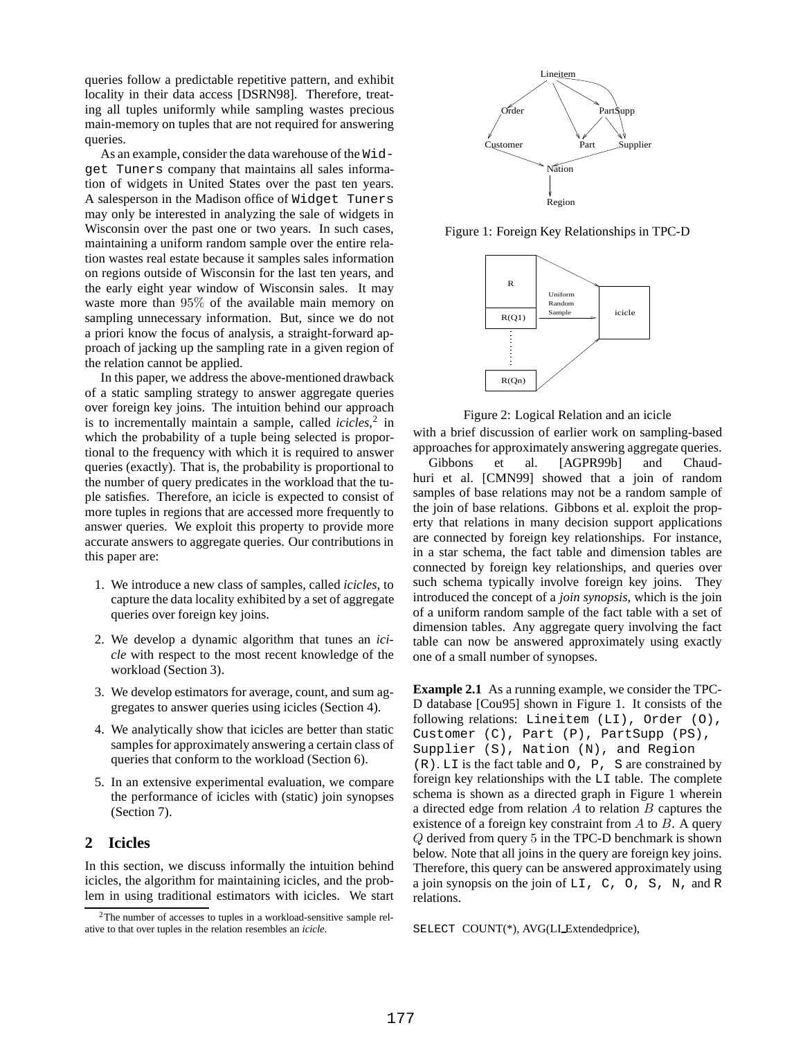queries follow a predictable repetitive pattern, and exhibit locality in their data access [DSRN98]. Therefore, treating all tuples uniformly while sampling wastes precious main-memory on tuples that are not required for answering queries.

As an example, consider the data warehouse of the `Widget Tuners` company that maintains all sales information of widgets in United States over the past ten years. A salesperson in the Madison office of `Widget Tuners` may only be interested in analyzing the sale of widgets in Wisconsin over the past one or two years. In such cases, maintaining a uniform random sample over the entire relation wastes real estate because it samples sales information on regions outside of Wisconsin for the last ten years, and the early eight year window of Wisconsin sales. It may waste more than $95\%$ of the available main memory on sampling unnecessary information. But, since we do not a priori know the focus of analysis, a straight-forward approach of jacking up the sampling rate in a given region of the relation cannot be applied.

In this paper, we address the above-mentioned drawback of a static sampling strategy to answer aggregate queries over foreign key joins. The intuition behind our approach is to incrementally maintain a sample, called *icicles*,[2] in which the probability of a tuple being selected is proportional to the frequency with which it is required to answer queries (exactly). That is, the probability is proportional to the number of query predicates in the workload that the tuple satisfies. Therefore, an icicle is expected to consist of more tuples in regions that are accessed more frequently to answer queries. We exploit this property to provide more accurate answers to aggregate queries. Our contributions in this paper are:

1. We introduce a new class of samples, called *icicles*, to capture the data locality exhibited by a set of aggregate queries over foreign key joins.
2. We develop a dynamic algorithm that tunes an *icicle* with respect to the most recent knowledge of the workload (Section 3).
3. We develop estimators for average, count, and sum aggregates to answer queries using icicles (Section 4).
4. We analytically show that icicles are better than static samples for approximately answering a certain class of queries that conform to the workload (Section 6).
5. In an extensive experimental evaluation, we compare the performance of icicles with (static) join synopses (Section 7).

## 2 Icicles

In this section, we discuss informally the intuition behind icicles, the algorithm for maintaining icicles, and the problem in using traditional estimators with icicles. We start with a brief discussion of earlier work on sampling-based approaches for approximately answering aggregate queries.

[2] The number of accesses to tuples in a workload-sensitive sample relative to that over tuples in the relation resembles an *icicle*.

Figure 1: Foreign Key Relationships in TPC-D

Figure 2: Logical Relation and an icicle

Gibbons et al. [AGPR99b] and Chaudhuri et al. [CMN99] showed that a join of random samples of base relations may not be a random sample of the join of base relations. Gibbons et al. exploit the property that relations in many decision support applications are connected by foreign key relationships. For instance, in a star schema, the fact table and dimension tables are connected by foreign key relationships, and queries over such schema typically involve foreign key joins. They introduced the concept of a *join synopsis*, which is the join of a uniform random sample of the fact table with a set of dimension tables. Any aggregate query involving the fact table can now be answered approximately using exactly one of a small number of synopses.

**Example 2.1** As a running example, we consider the TPC-D database [Cou95] shown in Figure 1. It consists of the following relations: `Lineitem (LI), Order (O), Customer (C), Part (P), PartSupp (PS), Supplier (S), Nation (N), and Region (R)`. `LI` is the fact table and `O, P, S` are constrained by foreign key relationships with the `LI` table. The complete schema is shown as a directed graph in Figure 1 wherein a directed edge from relation $A$ to relation $B$ captures the existence of a foreign key constraint from $A$ to $B$. A query $Q$ derived from query $5$ in the TPC-D benchmark is shown below. Note that all joins in the query are foreign key joins. Therefore, this query can be answered approximately using a join synopsis on the join of `LI, C, O, S, N,` and `R` relations.

```
SELECT COUNT(*), AVG(LI_Extendedprice),
```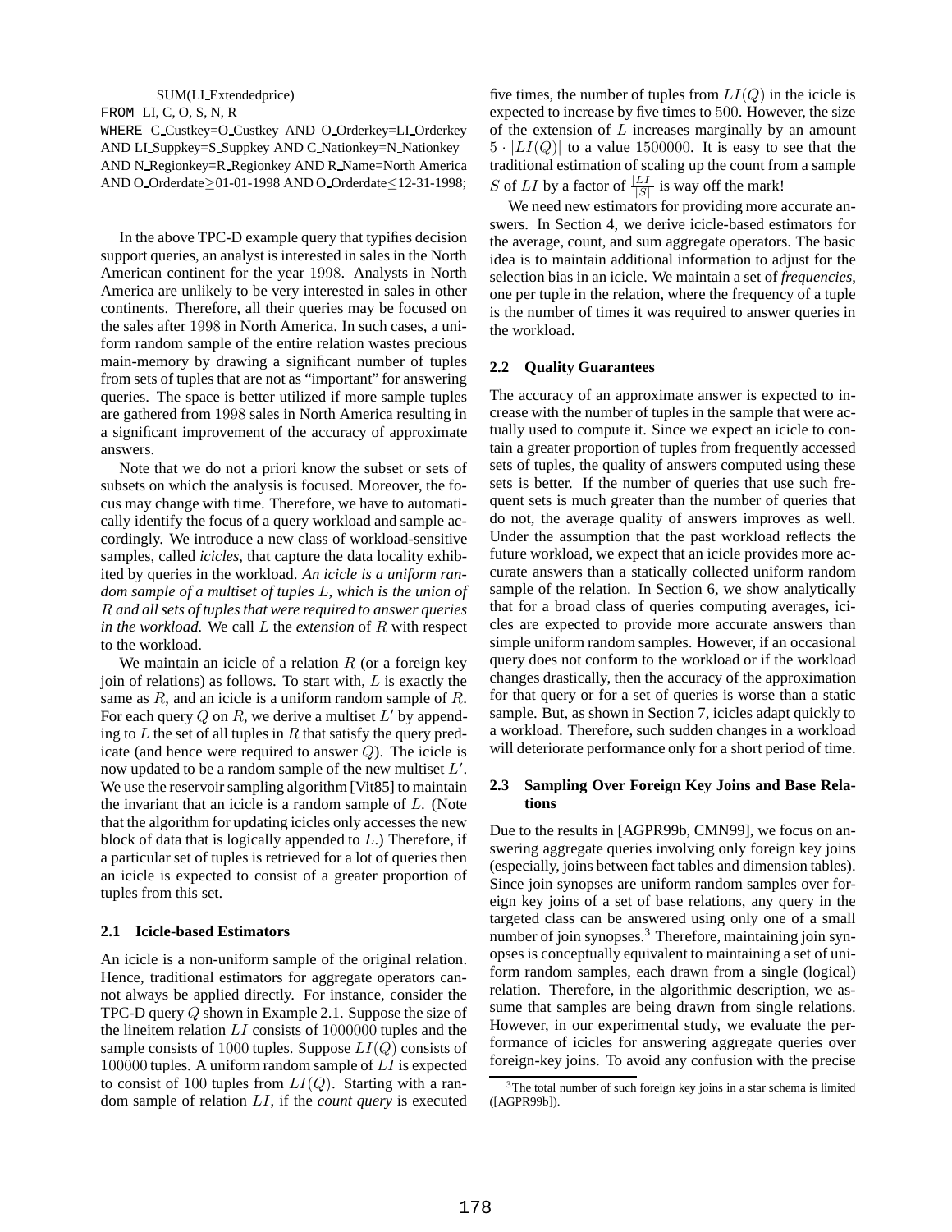```
SUM(LI_Extendedprice)
FROM LI, C, O, S, N, R
WHERE C_Custkey=O_Custkey AND O_Orderkey=LI_Orderkey
AND LI_Suppkey=S_Suppkey AND C_Nationkey=N_Nationkey
AND N_Regionkey=R_Regionkey AND R_Name=North America
AND O_Orderdate≥01-01-1998 AND O_Orderdate≤12-31-1998;
```

In the above TPC-D example query that typifies decision support queries, an analyst is interested in sales in the North American continent for the year $1998$. Analysts in North America are unlikely to be very interested in sales in other continents. Therefore, all their queries may be focused on the sales after $1998$ in North America. In such cases, a uniform random sample of the entire relation wastes precious main-memory by drawing a significant number of tuples from sets of tuples that are not as "important" for answering queries. The space is better utilized if more sample tuples are gathered from $1998$ sales in North America resulting in a significant improvement of the accuracy of approximate answers.

Note that we do not a priori know the subset or sets of subsets on which the analysis is focused. Moreover, the focus may change with time. Therefore, we have to automatically identify the focus of a query workload and sample accordingly. We introduce a new class of workload-sensitive samples, called *icicles*, that capture the data locality exhibited by queries in the workload. *An icicle is a uniform random sample of a multiset of tuples $L$, which is the union of $R$ and all sets of tuples that were required to answer queries in the workload.* We call $L$ the *extension* of $R$ with respect to the workload.

We maintain an icicle of a relation $R$ (or a foreign key join of relations) as follows. To start with, $L$ is exactly the same as $R$, and an icicle is a uniform random sample of $R$. For each query $Q$ on $R$, we derive a multiset $L'$ by appending to $L$ the set of all tuples in $R$ that satisfy the query predicate (and hence were required to answer $Q$). The icicle is now updated to be a random sample of the new multiset $L'$. We use the reservoir sampling algorithm [Vit85] to maintain the invariant that an icicle is a random sample of $L$. (Note that the algorithm for updating icicles only accesses the new block of data that is logically appended to $L$.) Therefore, if a particular set of tuples is retrieved for a lot of queries then an icicle is expected to consist of a greater proportion of tuples from this set.

### 2.1 Icicle-based Estimators

An icicle is a non-uniform sample of the original relation. Hence, traditional estimators for aggregate operators cannot always be applied directly. For instance, consider the TPC-D query $Q$ shown in Example 2.1. Suppose the size of the lineitem relation $LI$ consists of $1000000$ tuples and the sample consists of $1000$ tuples. Suppose $LI(Q)$ consists of $100000$ tuples. A uniform random sample of $LI$ is expected to consist of $100$ tuples from $LI(Q)$. Starting with a random sample of relation $LI$, if the *count query* is executed five times, the number of tuples from $LI(Q)$ in the icicle is expected to increase by five times to $500$. However, the size of the extension of $L$ increases marginally by an amount $5 \cdot |LI(Q)|$ to a value $1500000$. It is easy to see that the traditional estimation of scaling up the count from a sample $S$ of $LI$ by a factor of $\frac{|LI|}{|S|}$ is way off the mark!

We need new estimators for providing more accurate answers. In Section 4, we derive icicle-based estimators for the average, count, and sum aggregate operators. The basic idea is to maintain additional information to adjust for the selection bias in an icicle. We maintain a set of *frequencies*, one per tuple in the relation, where the frequency of a tuple is the number of times it was required to answer queries in the workload.

### 2.2 Quality Guarantees

The accuracy of an approximate answer is expected to increase with the number of tuples in the sample that were actually used to compute it. Since we expect an icicle to contain a greater proportion of tuples from frequently accessed sets of tuples, the quality of answers computed using these sets is better. If the number of queries that use such frequent sets is much greater than the number of queries that do not, the average quality of answers improves as well. Under the assumption that the past workload reflects the future workload, we expect that an icicle provides more accurate answers than a statically collected uniform random sample of the relation. In Section 6, we show analytically that for a broad class of queries computing averages, icicles are expected to provide more accurate answers than simple uniform random samples. However, if an occasional query does not conform to the workload or if the workload changes drastically, then the accuracy of the approximation for that query or for a set of queries is worse than a static sample. But, as shown in Section 7, icicles adapt quickly to a workload. Therefore, such sudden changes in a workload will deteriorate performance only for a short period of time.

### 2.3 Sampling Over Foreign Key Joins and Base Relations

Due to the results in [AGPR99b, CMN99], we focus on answering aggregate queries involving only foreign key joins (especially, joins between fact tables and dimension tables). Since join synopses are uniform random samples over foreign key joins of a set of base relations, any query in the targeted class can be answered using only one of a small number of join synopses.[3] Therefore, maintaining join synopses is conceptually equivalent to maintaining a set of uniform random samples, each drawn from a single (logical) relation. Therefore, in the algorithmic description, we assume that samples are being drawn from single relations. However, in our experimental study, we evaluate the performance of icicles for answering aggregate queries over foreign-key joins. To avoid any confusion with the precise

[3] The total number of such foreign key joins in a star schema is limited ([AGPR99b]).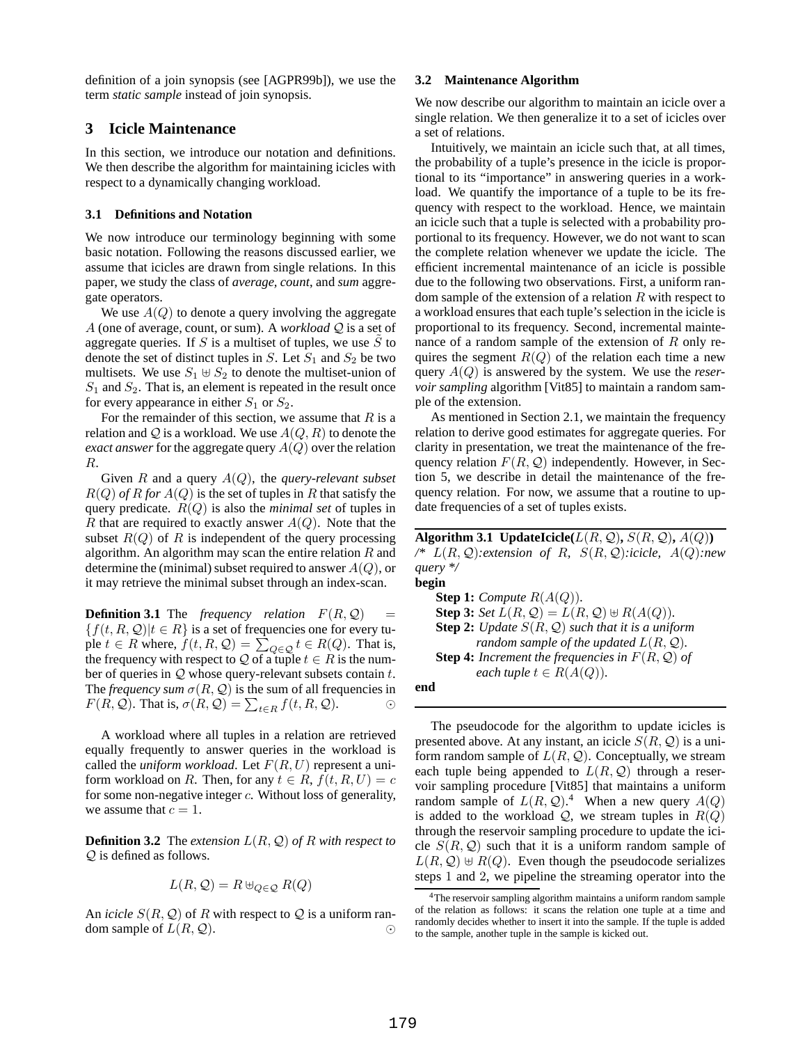definition of a join synopsis (see [AGPR99b]), we use the term *static sample* instead of join synopsis.

## 3 Icicle Maintenance

In this section, we introduce our notation and definitions. We then describe the algorithm for maintaining icicles with respect to a dynamically changing workload.

### 3.1 Definitions and Notation

We now introduce our terminology beginning with some basic notation. Following the reasons discussed earlier, we assume that icicles are drawn from single relations. In this paper, we study the class of *average*, *count*, and *sum* aggregate operators.

We use $A(Q)$ to denote a query involving the aggregate $A$ (one of average, count, or sum). A *workload* $\mathcal{Q}$ is a set of aggregate queries. If $S$ is a multiset of tuples, we use $\tilde{S}$ to denote the set of distinct tuples in $S$. Let $S_1$ and $S_2$ be two multisets. We use $S_1 \uplus S_2$ to denote the multiset-union of $S_1$ and $S_2$. That is, an element is repeated in the result once for every appearance in either $S_1$ or $S_2$.

For the remainder of this section, we assume that $R$ is a relation and $\mathcal{Q}$ is a workload. We use $A(Q, R)$ to denote the *exact answer* for the aggregate query $A(Q)$ over the relation $R$.

Given $R$ and a query $A(Q)$, the *query-relevant subset* $R(Q)$ *of* $R$ *for* $A(Q)$ is the set of tuples in $R$ that satisfy the query predicate. $R(Q)$ is also the *minimal set* of tuples in $R$ that are required to exactly answer $A(Q)$. Note that the subset $R(Q)$ of $R$ is independent of the query processing algorithm. An algorithm may scan the entire relation $R$ and determine the (minimal) subset required to answer $A(Q)$, or it may retrieve the minimal subset through an index-scan.

**Definition 3.1** The *frequency relation* $F(R, \mathcal{Q}) = \{f(t, R, \mathcal{Q}) | t \in R\}$ is a set of frequencies one for every tuple $t \in R$ where, $f(t, R, \mathcal{Q}) = \sum_{Q \in \mathcal{Q}} t \in R(Q)$. That is, the frequency with respect to $\mathcal{Q}$ of a tuple $t \in R$ is the number of queries in $\mathcal{Q}$ whose query-relevant subsets contain $t$. The *frequency sum* $\sigma(R, \mathcal{Q})$ is the sum of all frequencies in $F(R, \mathcal{Q})$. That is, $\sigma(R, \mathcal{Q}) = \sum_{t \in R} f(t, R, \mathcal{Q})$. ⊙

A workload where all tuples in a relation are retrieved equally frequently to answer queries in the workload is called the *uniform workload*. Let $F(R, U)$ represent a uniform workload on $R$. Then, for any $t \in R$, $f(t, R, U) = c$ for some non-negative integer $c$. Without loss of generality, we assume that $c = 1$.

**Definition 3.2** The *extension* $L(R, \mathcal{Q})$ *of* $R$ *with respect to* $\mathcal{Q}$ is defined as follows.

$$L(R, \mathcal{Q}) = R \uplus_{Q \in \mathcal{Q}} R(Q)$$

An *icicle* $S(R, \mathcal{Q})$ of $R$ with respect to $\mathcal{Q}$ is a uniform random sample of $L(R, \mathcal{Q})$. ⊙

### 3.2 Maintenance Algorithm

We now describe our algorithm to maintain an icicle over a single relation. We then generalize it to a set of icicles over a set of relations.

Intuitively, we maintain an icicle such that, at all times, the probability of a tuple's presence in the icicle is proportional to its "importance" in answering queries in a workload. We quantify the importance of a tuple to be its frequency with respect to the workload. Hence, we maintain an icicle such that a tuple is selected with a probability proportional to its frequency. However, we do not want to scan the complete relation whenever we update the icicle. The efficient incremental maintenance of an icicle is possible due to the following two observations. First, a uniform random sample of the extension of a relation $R$ with respect to a workload ensures that each tuple's selection in the icicle is proportional to its frequency. Second, incremental maintenance of a random sample of the extension of $R$ only requires the segment $R(Q)$ of the relation each time a new query $A(Q)$ is answered by the system. We use the *reservoir sampling* algorithm [Vit85] to maintain a random sample of the extension.

As mentioned in Section 2.1, we maintain the frequency relation to derive good estimates for aggregate queries. For clarity in presentation, we treat the maintenance of the frequency relation $F(R, \mathcal{Q})$ independently. However, in Section 5, we describe in detail the maintenance of the frequency relation. For now, we assume that a routine to update frequencies of a set of tuples exists.

---

**Algorithm 3.1 UpdateIcicle(**$L(R, \mathcal{Q})$**,** $S(R, \mathcal{Q})$**,** $A(Q)$**)**
*/\* $L(R, \mathcal{Q})$:extension of $R$, $S(R, \mathcal{Q})$:icicle, $A(Q)$:new query \*/*
**begin**
  **Step 1:** *Compute* $R(A(Q))$.
  **Step 3:** *Set* $L(R, \mathcal{Q}) = L(R, \mathcal{Q}) \uplus R(A(Q))$.
  **Step 2:** *Update* $S(R, \mathcal{Q})$ *such that it is a uniform random sample of the updated* $L(R, \mathcal{Q})$.
  **Step 4:** *Increment the frequencies in* $F(R, \mathcal{Q})$ *of each tuple* $t \in R(A(Q))$.
**end**

---

The pseudocode for the algorithm to update icicles is presented above. At any instant, an icicle $S(R, \mathcal{Q})$ is a uniform random sample of $L(R, \mathcal{Q})$. Conceptually, we stream each tuple being appended to $L(R, \mathcal{Q})$ through a reservoir sampling procedure [Vit85] that maintains a uniform random sample of $L(R, \mathcal{Q})$.[4] When a new query $A(Q)$ is added to the workload $\mathcal{Q}$, we stream tuples in $R(Q)$ through the reservoir sampling procedure to update the icicle $S(R, \mathcal{Q})$ such that it is a uniform random sample of $L(R, \mathcal{Q}) \uplus R(Q)$. Even though the pseudocode serializes steps 1 and 2, we pipeline the streaming operator into the

[4] The reservoir sampling algorithm maintains a uniform random sample of the relation as follows: it scans the relation one tuple at a time and randomly decides whether to insert it into the sample. If the tuple is added to the sample, another tuple in the sample is kicked out.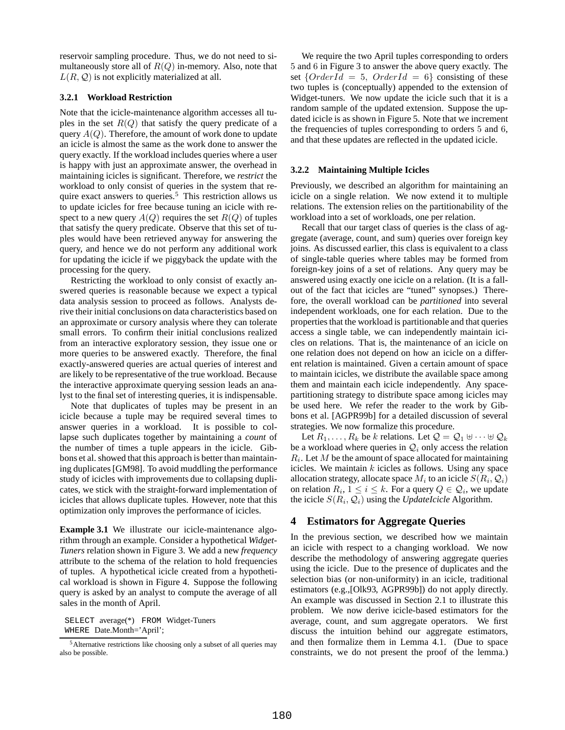reservoir sampling procedure. Thus, we do not need to simultaneously store all of $R(Q)$ in-memory. Also, note that $L(R, \mathcal{Q})$ is not explicitly materialized at all.

#### 3.2.1 Workload Restriction

Note that the icicle-maintenance algorithm accesses all tuples in the set $R(Q)$ that satisfy the query predicate of a query $A(Q)$. Therefore, the amount of work done to update an icicle is almost the same as the work done to answer the query exactly. If the workload includes queries where a user is happy with just an approximate answer, the overhead in maintaining icicles is significant. Therefore, we *restrict* the workload to only consist of queries in the system that require exact answers to queries.[5] This restriction allows us to update icicles for free because tuning an icicle with respect to a new query $A(Q)$ requires the set $R(Q)$ of tuples that satisfy the query predicate. Observe that this set of tuples would have been retrieved anyway for answering the query, and hence we do not perform any additional work for updating the icicle if we piggyback the update with the processing for the query.

Restricting the workload to only consist of exactly answered queries is reasonable because we expect a typical data analysis session to proceed as follows. Analysts derive their initial conclusions on data characteristics based on an approximate or cursory analysis where they can tolerate small errors. To confirm their initial conclusions realized from an interactive exploratory session, they issue one or more queries to be answered exactly. Therefore, the final exactly-answered queries are actual queries of interest and are likely to be representative of the true workload. Because the interactive approximate querying session leads an analyst to the final set of interesting queries, it is indispensable.

Note that duplicates of tuples may be present in an icicle because a tuple may be required several times to answer queries in a workload. It is possible to collapse such duplicates together by maintaining a *count* of the number of times a tuple appears in the icicle. Gibbons et al. showed that this approach is better than maintaining duplicates [GM98]. To avoid muddling the performance study of icicles with improvements due to collapsing duplicates, we stick with the straight-forward implementation of icicles that allows duplicate tuples. However, note that this optimization only improves the performance of icicles.

**Example 3.1** We illustrate our icicle-maintenance algorithm through an example. Consider a hypothetical *Widget-Tuners* relation shown in Figure 3. We add a new *frequency* attribute to the schema of the relation to hold frequencies of tuples. A hypothetical icicle created from a hypothetical workload is shown in Figure 4. Suppose the following query is asked by an analyst to compute the average of all sales in the month of April.

```
SELECT average(*) FROM Widget-Tuners
WHERE Date.Month='April';
```

[5] Alternative restrictions like choosing only a subset of all queries may also be possible.

We require the two April tuples corresponding to orders 5 and 6 in Figure 3 to answer the above query exactly. The set $\{OrderId = 5,\ OrderId = 6\}$ consisting of these two tuples is (conceptually) appended to the extension of Widget-tuners. We now update the icicle such that it is a random sample of the updated extension. Suppose the updated icicle is as shown in Figure 5. Note that we increment the frequencies of tuples corresponding to orders 5 and 6, and that these updates are reflected in the updated icicle.

#### 3.2.2 Maintaining Multiple Icicles

Previously, we described an algorithm for maintaining an icicle on a single relation. We now extend it to multiple relations. The extension relies on the partitionability of the workload into a set of workloads, one per relation.

Recall that our target class of queries is the class of aggregate (average, count, and sum) queries over foreign key joins. As discussed earlier, this class is equivalent to a class of single-table queries where tables may be formed from foreign-key joins of a set of relations. Any query may be answered using exactly one icicle on a relation. (It is a fall-out of the fact that icicles are "tuned" synopses.) Therefore, the overall workload can be *partitioned* into several independent workloads, one for each relation. Due to the properties that the workload is partitionable and that queries access a single table, we can independently maintain icicles on relations. That is, the maintenance of an icicle on one relation does not depend on how an icicle on a different relation is maintained. Given a certain amount of space to maintain icicles, we distribute the available space among them and maintain each icicle independently. Any space-partitioning strategy to distribute space among icicles may be used here. We refer the reader to the work by Gibbons et al. [AGPR99b] for a detailed discussion of several strategies. We now formalize this procedure.

Let $R_1, \ldots, R_k$ be $k$ relations. Let $\mathcal{Q} = \mathcal{Q}_1 \uplus \cdots \uplus \mathcal{Q}_k$ be a workload where queries in $\mathcal{Q}_i$ only access the relation $R_i$. Let $M$ be the amount of space allocated for maintaining icicles. We maintain $k$ icicles as follows. Using any space allocation strategy, allocate space $M_i$ to an icicle $S(R_i, \mathcal{Q}_i)$ on relation $R_i$, $1 \leq i \leq k$. For a query $Q \in \mathcal{Q}_i$, we update the icicle $S(R_i, \mathcal{Q}_i)$ using the *UpdateIcicle* Algorithm.

## 4 Estimators for Aggregate Queries

In the previous section, we described how we maintain an icicle with respect to a changing workload. We now describe the methodology of answering aggregate queries using the icicle. Due to the presence of duplicates and the selection bias (or non-uniformity) in an icicle, traditional estimators (e.g.,[Olk93, AGPR99b]) do not apply directly. An example was discussed in Section 2.1 to illustrate this problem. We now derive icicle-based estimators for the average, count, and sum aggregate operators. We first discuss the intuition behind our aggregate estimators, and then formalize them in Lemma 4.1. (Due to space constraints, we do not present the proof of the lemma.)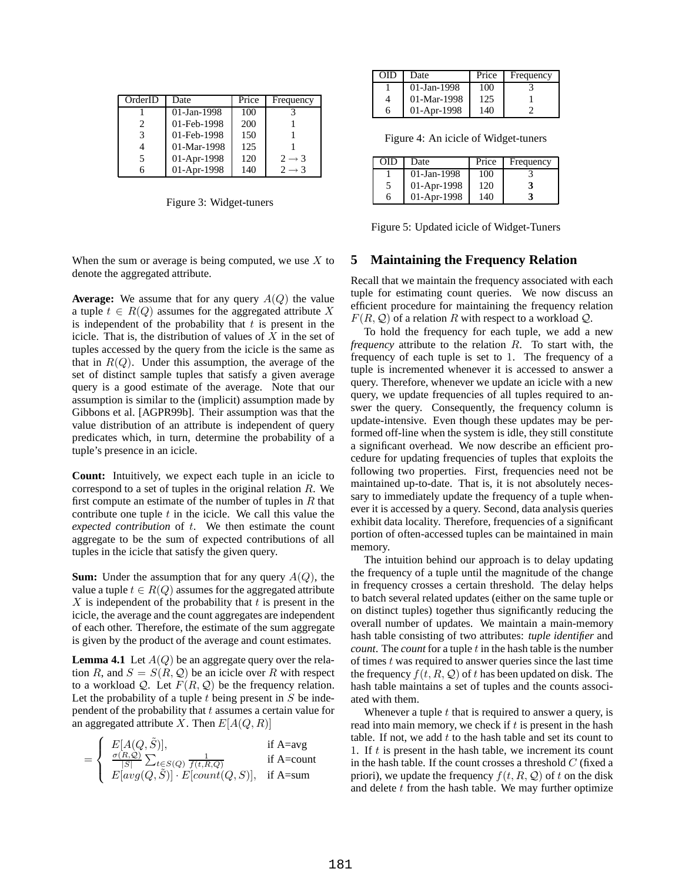| OrderID | Date | Price | Frequency |
|---|---|---|---|
| 1 | 01-Jan-1998 | 100 | 3 |
| 2 | 01-Feb-1998 | 200 | 1 |
| 3 | 01-Feb-1998 | 150 | 1 |
| 4 | 01-Mar-1998 | 125 | 1 |
| 5 | 01-Apr-1998 | 120 | $2 \rightarrow 3$ |
| 6 | 01-Apr-1998 | 140 | $2 \rightarrow 3$ |

Figure 3: Widget-tuners

| OID | Date | Price | Frequency |
|---|---|---|---|
| 1 | 01-Jan-1998 | 100 | 3 |
| 4 | 01-Mar-1998 | 125 | 1 |
| 6 | 01-Apr-1998 | 140 | 2 |

Figure 4: An icicle of Widget-tuners

| OID | Date | Price | Frequency |
|---|---|---|---|
| 1 | 01-Jan-1998 | 100 | 3 |
| 5 | 01-Apr-1998 | 120 | **3** |
| 6 | 01-Apr-1998 | 140 | **3** |

Figure 5: Updated icicle of Widget-Tuners

When the sum or average is being computed, we use $X$ to denote the aggregated attribute.

**Average:** We assume that for any query $A(Q)$ the value a tuple $t \in R(Q)$ assumes for the aggregated attribute $X$ is independent of the probability that $t$ is present in the icicle. That is, the distribution of values of $X$ in the set of tuples accessed by the query from the icicle is the same as that in $R(Q)$. Under this assumption, the average of the set of distinct sample tuples that satisfy a given average query is a good estimate of the average. Note that our assumption is similar to the (implicit) assumption made by Gibbons et al. [AGPR99b]. Their assumption was that the value distribution of an attribute is independent of query predicates which, in turn, determine the probability of a tuple's presence in an icicle.

**Count:** Intuitively, we expect each tuple in an icicle to correspond to a set of tuples in the original relation $R$. We first compute an estimate of the number of tuples in $R$ that contribute one tuple $t$ in the icicle. We call this value the *expected contribution* of $t$. We then estimate the count aggregate to be the sum of expected contributions of all tuples in the icicle that satisfy the given query.

**Sum:** Under the assumption that for any query $A(Q)$, the value a tuple $t \in R(Q)$ assumes for the aggregated attribute $X$ is independent of the probability that $t$ is present in the icicle, the average and the count aggregates are independent of each other. Therefore, the estimate of the sum aggregate is given by the product of the average and count estimates.

**Lemma 4.1** Let $A(Q)$ be an aggregate query over the relation $R$, and $S = S(R, \mathcal{Q})$ be an icicle over $R$ with respect to a workload $\mathcal{Q}$. Let $F(R, \mathcal{Q})$ be the frequency relation. Let the probability of a tuple $t$ being present in $S$ be independent of the probability that $t$ assumes a certain value for an aggregated attribute $X$. Then $E[A(Q, R)]$

$$= \begin{cases} E[A(Q, \tilde{S})], & \text{if A=avg} \\ \frac{\sigma(R,\mathcal{Q})}{|S|} \sum_{t \in S(Q)} \frac{1}{f(t,R,\mathcal{Q})} & \text{if A=count} \\ E[avg(Q, \tilde{S})] \cdot E[count(Q, S)], & \text{if A=sum} \end{cases}$$

## 5 Maintaining the Frequency Relation

Recall that we maintain the frequency associated with each tuple for estimating count queries. We now discuss an efficient procedure for maintaining the frequency relation $F(R, \mathcal{Q})$ of a relation $R$ with respect to a workload $\mathcal{Q}$.

To hold the frequency for each tuple, we add a new *frequency* attribute to the relation $R$. To start with, the frequency of each tuple is set to 1. The frequency of a tuple is incremented whenever it is accessed to answer a query. Therefore, whenever we update an icicle with a new query, we update frequencies of all tuples required to answer the query. Consequently, the frequency column is update-intensive. Even though these updates may be performed off-line when the system is idle, they still constitute a significant overhead. We now describe an efficient procedure for updating frequencies of tuples that exploits the following two properties. First, frequencies need not be maintained up-to-date. That is, it is not absolutely necessary to immediately update the frequency of a tuple whenever it is accessed by a query. Second, data analysis queries exhibit data locality. Therefore, frequencies of a significant portion of often-accessed tuples can be maintained in main memory.

The intuition behind our approach is to delay updating the frequency of a tuple until the magnitude of the change in frequency crosses a certain threshold. The delay helps to batch several related updates (either on the same tuple or on distinct tuples) together thus significantly reducing the overall number of updates. We maintain a main-memory hash table consisting of two attributes: *tuple identifier* and *count*. The *count* for a tuple $t$ in the hash table is the number of times $t$ was required to answer queries since the last time the frequency $f(t, R, \mathcal{Q})$ of $t$ has been updated on disk. The hash table maintains a set of tuples and the counts associated with them.

Whenever a tuple $t$ that is required to answer a query, is read into main memory, we check if $t$ is present in the hash table. If not, we add $t$ to the hash table and set its count to 1. If $t$ is present in the hash table, we increment its count in the hash table. If the count crosses a threshold $C$ (fixed a priori), we update the frequency $f(t, R, \mathcal{Q})$ of $t$ on the disk and delete $t$ from the hash table. We may further optimize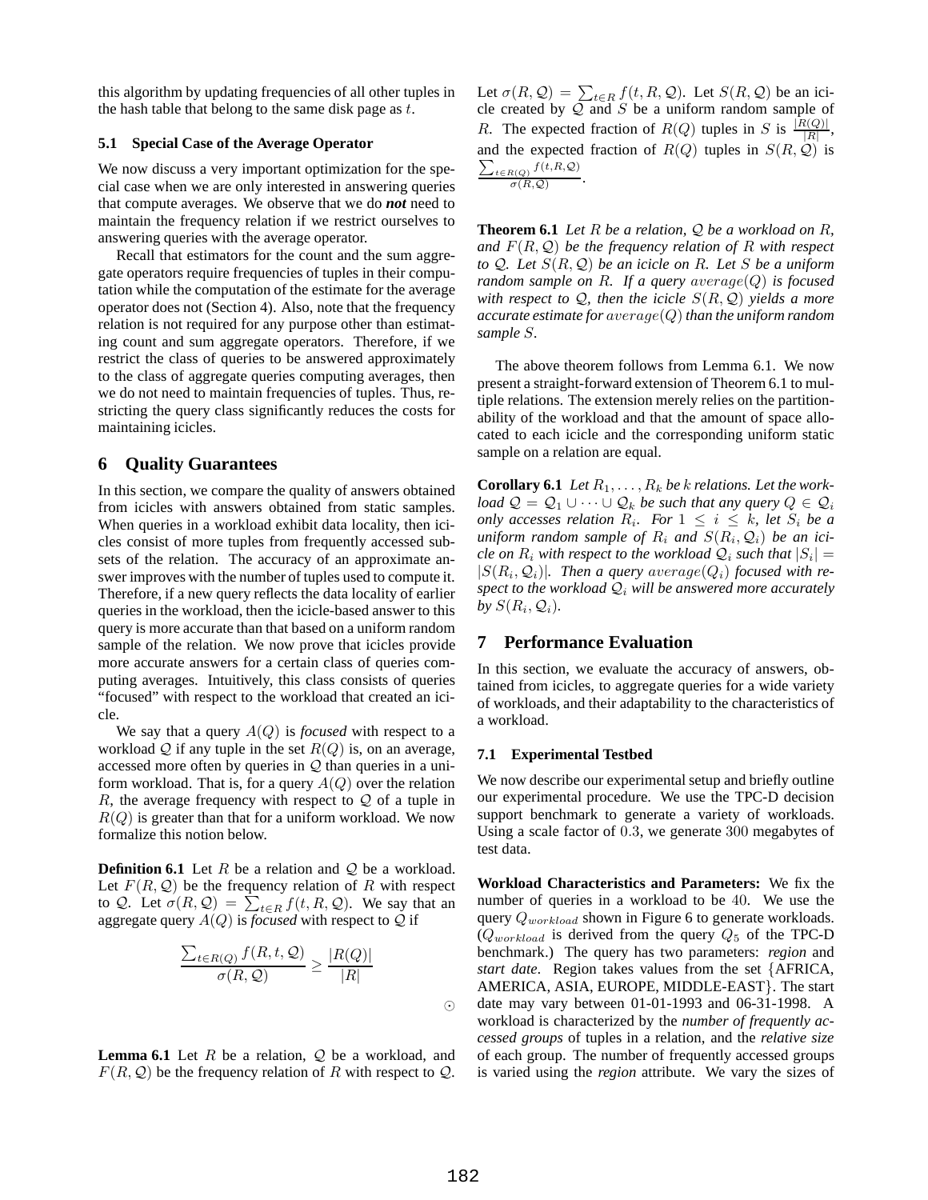this algorithm by updating frequencies of all other tuples in the hash table that belong to the same disk page as $t$.

### 5.1 Special Case of the Average Operator

We now discuss a very important optimization for the special case when we are only interested in answering queries that compute averages. We observe that we do ***not*** need to maintain the frequency relation if we restrict ourselves to answering queries with the average operator.

Recall that estimators for the count and the sum aggregate operators require frequencies of tuples in their computation while the computation of the estimate for the average operator does not (Section 4). Also, note that the frequency relation is not required for any purpose other than estimating count and sum aggregate operators. Therefore, if we restrict the class of queries to be answered approximately to the class of aggregate queries computing averages, then we do not need to maintain frequencies of tuples. Thus, restricting the query class significantly reduces the costs for maintaining icicles.

## 6 Quality Guarantees

In this section, we compare the quality of answers obtained from icicles with answers obtained from static samples. When queries in a workload exhibit data locality, then icicles consist of more tuples from frequently accessed subsets of the relation. The accuracy of an approximate answer improves with the number of tuples used to compute it. Therefore, if a new query reflects the data locality of earlier queries in the workload, then the icicle-based answer to this query is more accurate than that based on a uniform random sample of the relation. We now prove that icicles provide more accurate answers for a certain class of queries computing averages. Intuitively, this class consists of queries "focused" with respect to the workload that created an icicle.

We say that a query $A(Q)$ is *focused* with respect to a workload $\mathcal{Q}$ if any tuple in the set $R(Q)$ is, on an average, accessed more often by queries in $\mathcal{Q}$ than queries in a uniform workload. That is, for a query $A(Q)$ over the relation $R$, the average frequency with respect to $\mathcal{Q}$ of a tuple in $R(Q)$ is greater than that for a uniform workload. We now formalize this notion below.

**Definition 6.1** Let $R$ be a relation and $\mathcal{Q}$ be a workload. Let $F(R, \mathcal{Q})$ be the frequency relation of $R$ with respect to $\mathcal{Q}$. Let $\sigma(R, \mathcal{Q}) = \sum_{t \in R} f(t, R, \mathcal{Q})$. We say that an aggregate query $A(Q)$ is *focused* with respect to $\mathcal{Q}$ if

$$\frac{\sum_{t \in R(Q)} f(R, t, \mathcal{Q})}{\sigma(R, \mathcal{Q})} \geq \frac{|R(Q)|}{|R|}$$

$\odot$

**Lemma 6.1** Let $R$ be a relation, $\mathcal{Q}$ be a workload, and $F(R, \mathcal{Q})$ be the frequency relation of $R$ with respect to $\mathcal{Q}$. Let $\sigma(R, \mathcal{Q}) = \sum_{t \in R} f(t, R, \mathcal{Q})$. Let $S(R, \mathcal{Q})$ be an icicle created by $\mathcal{Q}$ and $S$ be a uniform random sample of $R$. The expected fraction of $R(Q)$ tuples in $S$ is $\frac{|R(Q)|}{|R|}$, and the expected fraction of $R(Q)$ tuples in $S(R, \mathcal{Q})$ is $\frac{\sum_{t \in R(Q)} f(t, R, \mathcal{Q})}{\sigma(R, \mathcal{Q})}$.

**Theorem 6.1** *Let $R$ be a relation, $\mathcal{Q}$ be a workload on $R$, and $F(R, \mathcal{Q})$ be the frequency relation of $R$ with respect to $\mathcal{Q}$. Let $S(R, \mathcal{Q})$ be an icicle on $R$. Let $S$ be a uniform random sample on $R$. If a query $average(Q)$ is focused with respect to $\mathcal{Q}$, then the icicle $S(R, \mathcal{Q})$ yields a more accurate estimate for $average(Q)$ than the uniform random sample $S$.*

The above theorem follows from Lemma 6.1. We now present a straight-forward extension of Theorem 6.1 to multiple relations. The extension merely relies on the partitionability of the workload and that the amount of space allocated to each icicle and the corresponding uniform static sample on a relation are equal.

**Corollary 6.1** *Let $R_1, \ldots, R_k$ be $k$ relations. Let the workload $\mathcal{Q} = \mathcal{Q}_1 \cup \cdots \cup \mathcal{Q}_k$ be such that any query $Q \in \mathcal{Q}_i$ only accesses relation $R_i$. For $1 \leq i \leq k$, let $S_i$ be a uniform random sample of $R_i$ and $S(R_i, \mathcal{Q}_i)$ be an icicle on $R_i$ with respect to the workload $\mathcal{Q}_i$ such that $|S_i| = |S(R_i, \mathcal{Q}_i)|$. Then a query $average(Q_i)$ focused with respect to the workload $\mathcal{Q}_i$ will be answered more accurately by $S(R_i, \mathcal{Q}_i)$.*

## 7 Performance Evaluation

In this section, we evaluate the accuracy of answers, obtained from icicles, to aggregate queries for a wide variety of workloads, and their adaptability to the characteristics of a workload.

### 7.1 Experimental Testbed

We now describe our experimental setup and briefly outline our experimental procedure. We use the TPC-D decision support benchmark to generate a variety of workloads. Using a scale factor of $0.3$, we generate $300$ megabytes of test data.

**Workload Characteristics and Parameters:** We fix the number of queries in a workload to be $40$. We use the query $Q_{workload}$ shown in Figure 6 to generate workloads. ($Q_{workload}$ is derived from the query $Q_5$ of the TPC-D benchmark.) The query has two parameters: *region* and *start date*. Region takes values from the set {AFRICA, AMERICA, ASIA, EUROPE, MIDDLE-EAST}. The start date may vary between 01-01-1993 and 06-31-1998. A workload is characterized by the *number of frequently accessed groups* of tuples in a relation, and the *relative size* of each group. The number of frequently accessed groups is varied using the *region* attribute. We vary the sizes of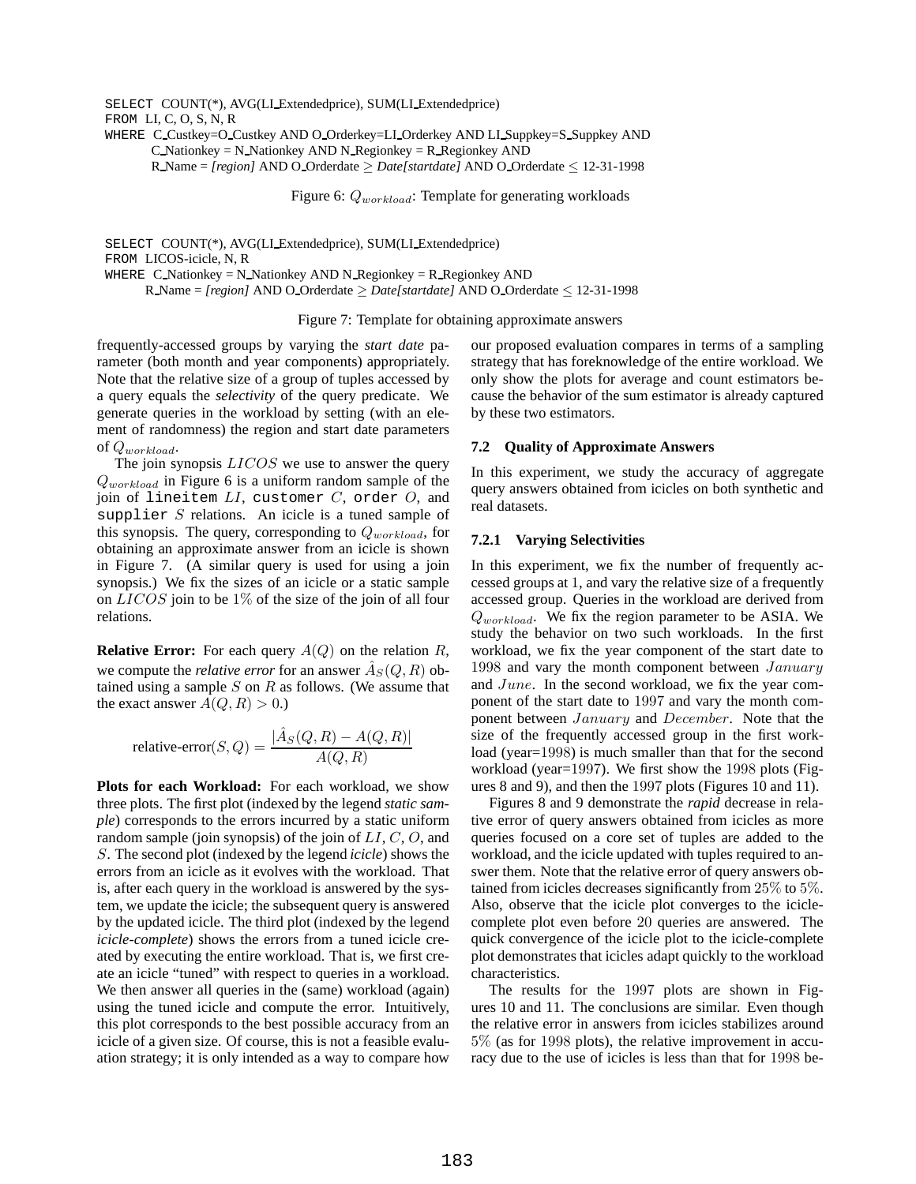```
SELECT COUNT(*), AVG(LI_Extendedprice), SUM(LI_Extendedprice)
FROM LI, C, O, S, N, R
WHERE C_Custkey=O_Custkey AND O_Orderkey=LI_Orderkey AND LI_Suppkey=S_Suppkey AND
      C_Nationkey = N_Nationkey AND N_Regionkey = R_Regionkey AND
      R_Name = [region] AND O_Orderdate ≥ Date[startdate] AND O_Orderdate ≤ 12-31-1998
```

Figure 6: $Q_{workload}$: Template for generating workloads

```
SELECT COUNT(*), AVG(LI_Extendedprice), SUM(LI_Extendedprice)
FROM LICOS-icicle, N, R
WHERE C_Nationkey = N_Nationkey AND N_Regionkey = R_Regionkey AND
      R_Name = [region] AND O_Orderdate ≥ Date[startdate] AND O_Orderdate ≤ 12-31-1998
```

Figure 7: Template for obtaining approximate answers

frequently-accessed groups by varying the *start date* parameter (both month and year components) appropriately. Note that the relative size of a group of tuples accessed by a query equals the *selectivity* of the query predicate. We generate queries in the workload by setting (with an element of randomness) the region and start date parameters of $Q_{workload}$.

The join synopsis $LICOS$ we use to answer the query $Q_{workload}$ in Figure 6 is a uniform random sample of the join of lineitem $LI$, customer $C$, order $O$, and supplier $S$ relations. An icicle is a tuned sample of this synopsis. The query, corresponding to $Q_{workload}$, for obtaining an approximate answer from an icicle is shown in Figure 7. (A similar query is used for using a join synopsis.) We fix the sizes of an icicle or a static sample on $LICOS$ join to be $1\%$ of the size of the join of all four relations.

**Relative Error:** For each query $A(Q)$ on the relation $R$, we compute the *relative error* for an answer $\hat{A}_S(Q, R)$ obtained using a sample $S$ on $R$ as follows. (We assume that the exact answer $A(Q, R) > 0$.)

$$\text{relative-error}(S, Q) = \frac{|\hat{A}_S(Q, R) - A(Q, R)|}{A(Q, R)}$$

**Plots for each Workload:** For each workload, we show three plots. The first plot (indexed by the legend *static sample*) corresponds to the errors incurred by a static uniform random sample (join synopsis) of the join of $LI$, $C$, $O$, and $S$. The second plot (indexed by the legend *icicle*) shows the errors from an icicle as it evolves with the workload. That is, after each query in the workload is answered by the system, we update the icicle; the subsequent query is answered by the updated icicle. The third plot (indexed by the legend *icicle-complete*) shows the errors from a tuned icicle created by executing the entire workload. That is, we first create an icicle "tuned" with respect to queries in a workload. We then answer all queries in the (same) workload (again) using the tuned icicle and compute the error. Intuitively, this plot corresponds to the best possible accuracy from an icicle of a given size. Of course, this is not a feasible evaluation strategy; it is only intended as a way to compare how our proposed evaluation compares in terms of a sampling strategy that has foreknowledge of the entire workload. We only show the plots for average and count estimators because the behavior of the sum estimator is already captured by these two estimators.

### 7.2 Quality of Approximate Answers

In this experiment, we study the accuracy of aggregate query answers obtained from icicles on both synthetic and real datasets.

#### 7.2.1 Varying Selectivities

In this experiment, we fix the number of frequently accessed groups at 1, and vary the relative size of a frequently accessed group. Queries in the workload are derived from $Q_{workload}$. We fix the region parameter to be ASIA. We study the behavior on two such workloads. In the first workload, we fix the year component of the start date to $1998$ and vary the month component between $January$ and $June$. In the second workload, we fix the year component of the start date to $1997$ and vary the month component between $January$ and $December$. Note that the size of the frequently accessed group in the first workload (year=$1998$) is much smaller than that for the second workload (year=$1997$). We first show the $1998$ plots (Figures 8 and 9), and then the $1997$ plots (Figures 10 and 11).

Figures 8 and 9 demonstrate the *rapid* decrease in relative error of query answers obtained from icicles as more queries focused on a core set of tuples are added to the workload, and the icicle updated with tuples required to answer them. Note that the relative error of query answers obtained from icicles decreases significantly from $25\%$ to $5\%$. Also, observe that the icicle plot converges to the icicle-complete plot even before $20$ queries are answered. The quick convergence of the icicle plot to the icicle-complete plot demonstrates that icicles adapt quickly to the workload characteristics.

The results for the $1997$ plots are shown in Figures 10 and 11. The conclusions are similar. Even though the relative error in answers from icicles stabilizes around $5\%$ (as for $1998$ plots), the relative improvement in accuracy due to the use of icicles is less than that for $1998$ be-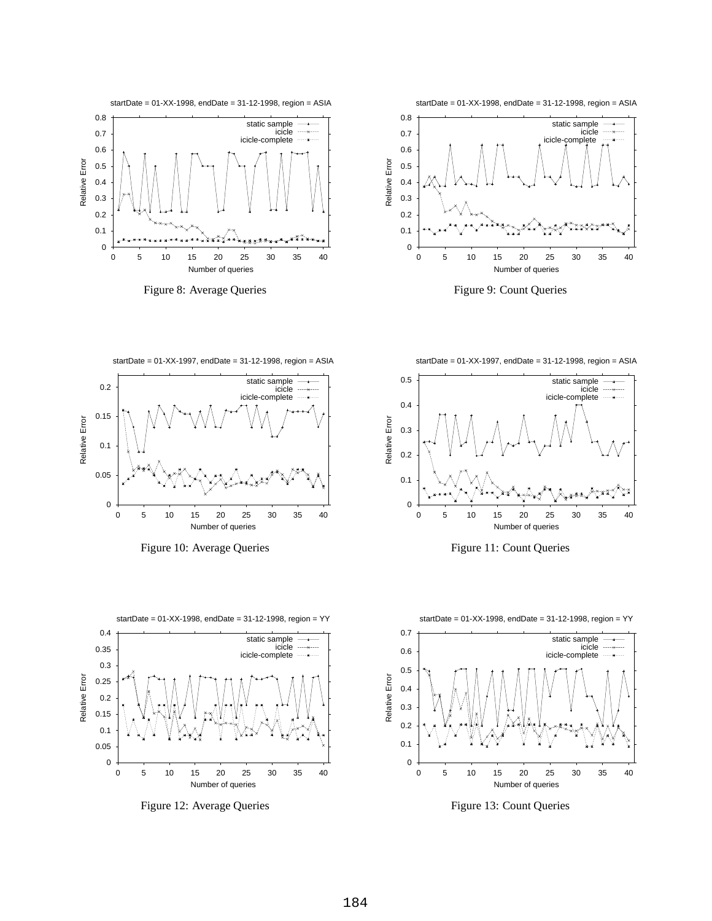startDate = 01-XX-1998, endDate = 31-12-1998, region = ASIA

Figure 8: Average Queries

startDate = 01-XX-1998, endDate = 31-12-1998, region = ASIA

Figure 9: Count Queries

startDate = 01-XX-1997, endDate = 31-12-1998, region = ASIA

Figure 10: Average Queries

startDate = 01-XX-1997, endDate = 31-12-1998, region = ASIA

Figure 11: Count Queries

startDate = 01-XX-1998, endDate = 31-12-1998, region = YY

Figure 12: Average Queries

startDate = 01-XX-1998, endDate = 31-12-1998, region = YY

Figure 13: Count Queries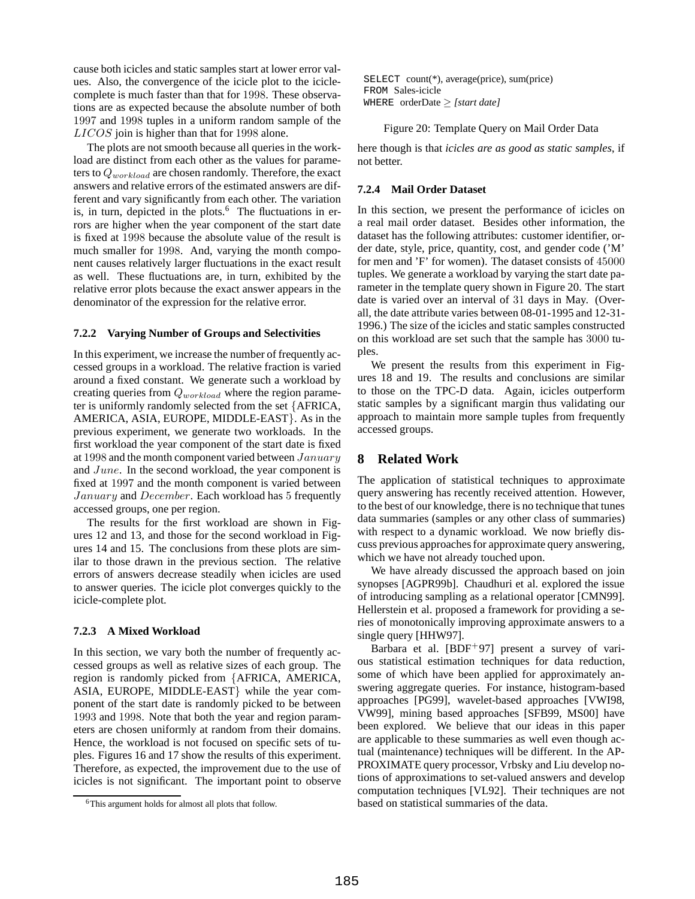cause both icicles and static samples start at lower error values. Also, the convergence of the icicle plot to the icicle-complete is much faster than that for 1998. These observations are as expected because the absolute number of both 1997 and 1998 tuples in a uniform random sample of the $LICOS$ join is higher than that for 1998 alone.

The plots are not smooth because all queries in the workload are distinct from each other as the values for parameters to $Q_{workload}$ are chosen randomly. Therefore, the exact answers and relative errors of the estimated answers are different and vary significantly from each other. The variation is, in turn, depicted in the plots.[6] The fluctuations in errors are higher when the year component of the start date is fixed at 1998 because the absolute value of the result is much smaller for 1998. And, varying the month component causes relatively larger fluctuations in the exact result as well. These fluctuations are, in turn, exhibited by the relative error plots because the exact answer appears in the denominator of the expression for the relative error.

#### 7.2.2 Varying Number of Groups and Selectivities

In this experiment, we increase the number of frequently accessed groups in a workload. The relative fraction is varied around a fixed constant. We generate such a workload by creating queries from $Q_{workload}$ where the region parameter is uniformly randomly selected from the set {AFRICA, AMERICA, ASIA, EUROPE, MIDDLE-EAST}. As in the previous experiment, we generate two workloads. In the first workload the year component of the start date is fixed at 1998 and the month component varied between $January$ and $June$. In the second workload, the year component is fixed at 1997 and the month component is varied between $January$ and $December$. Each workload has 5 frequently accessed groups, one per region.

The results for the first workload are shown in Figures 12 and 13, and those for the second workload in Figures 14 and 15. The conclusions from these plots are similar to those drawn in the previous section. The relative errors of answers decrease steadily when icicles are used to answer queries. The icicle plot converges quickly to the icicle-complete plot.

#### 7.2.3 A Mixed Workload

In this section, we vary both the number of frequently accessed groups as well as relative sizes of each group. The region is randomly picked from {AFRICA, AMERICA, ASIA, EUROPE, MIDDLE-EAST} while the year component of the start date is randomly picked to be between 1993 and 1998. Note that both the year and region parameters are chosen uniformly at random from their domains. Hence, the workload is not focused on specific sets of tuples. Figures 16 and 17 show the results of this experiment. Therefore, as expected, the improvement due to the use of icicles is not significant. The important point to observe here though is that *icicles are as good as static samples*, if not better.

[6] This argument holds for almost all plots that follow.

```
SELECT count(*), average(price), sum(price)
FROM Sales-icicle
WHERE orderDate ≥ [start date]
```

Figure 20: Template Query on Mail Order Data

#### 7.2.4 Mail Order Dataset

In this section, we present the performance of icicles on a real mail order dataset. Besides other information, the dataset has the following attributes: customer identifier, order date, style, price, quantity, cost, and gender code ('M' for men and 'F' for women). The dataset consists of 45000 tuples. We generate a workload by varying the start date parameter in the template query shown in Figure 20. The start date is varied over an interval of 31 days in May. (Overall, the date attribute varies between 08-01-1995 and 12-31-1996.) The size of the icicles and static samples constructed on this workload are set such that the sample has 3000 tuples.

We present the results from this experiment in Figures 18 and 19. The results and conclusions are similar to those on the TPC-D data. Again, icicles outperform static samples by a significant margin thus validating our approach to maintain more sample tuples from frequently accessed groups.

## 8 Related Work

The application of statistical techniques to approximate query answering has recently received attention. However, to the best of our knowledge, there is no technique that tunes data summaries (samples or any other class of summaries) with respect to a dynamic workload. We now briefly discuss previous approaches for approximate query answering, which we have not already touched upon.

We have already discussed the approach based on join synopses [AGPR99b]. Chaudhuri et al. explored the issue of introducing sampling as a relational operator [CMN99]. Hellerstein et al. proposed a framework for providing a series of monotonically improving approximate answers to a single query [HHW97].

Barbara et al. [BDF+97] present a survey of various statistical estimation techniques for data reduction, some of which have been applied for approximately answering aggregate queries. For instance, histogram-based approaches [PG99], wavelet-based approaches [VWI98, VW99], mining based approaches [SFB99, MS00] have been explored. We believe that our ideas in this paper are applicable to these summaries as well even though actual (maintenance) techniques will be different. In the APPROXIMATE query processor, Vrbsky and Liu develop notions of approximations to set-valued answers and develop computation techniques [VL92]. Their techniques are not based on statistical summaries of the data.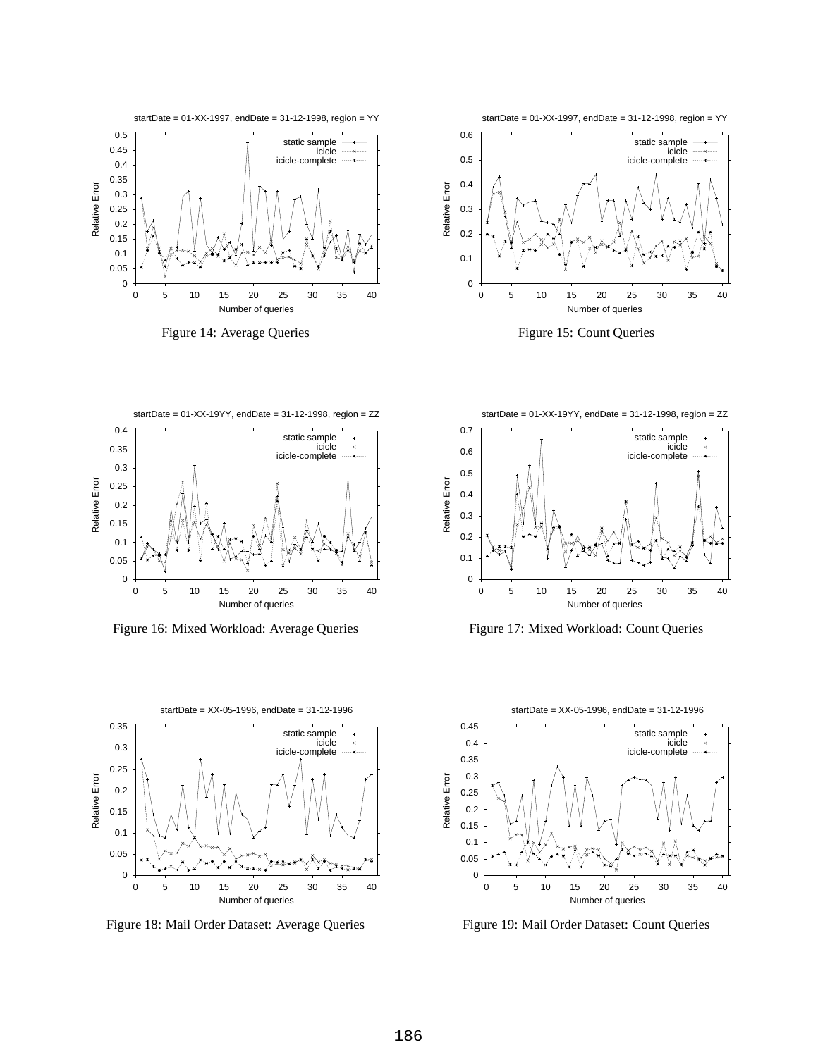Figure 14: Average Queries

Figure 15: Count Queries

Figure 16: Mixed Workload: Average Queries

Figure 17: Mixed Workload: Count Queries

Figure 18: Mail Order Dataset: Average Queries

Figure 19: Mail Order Dataset: Count Queries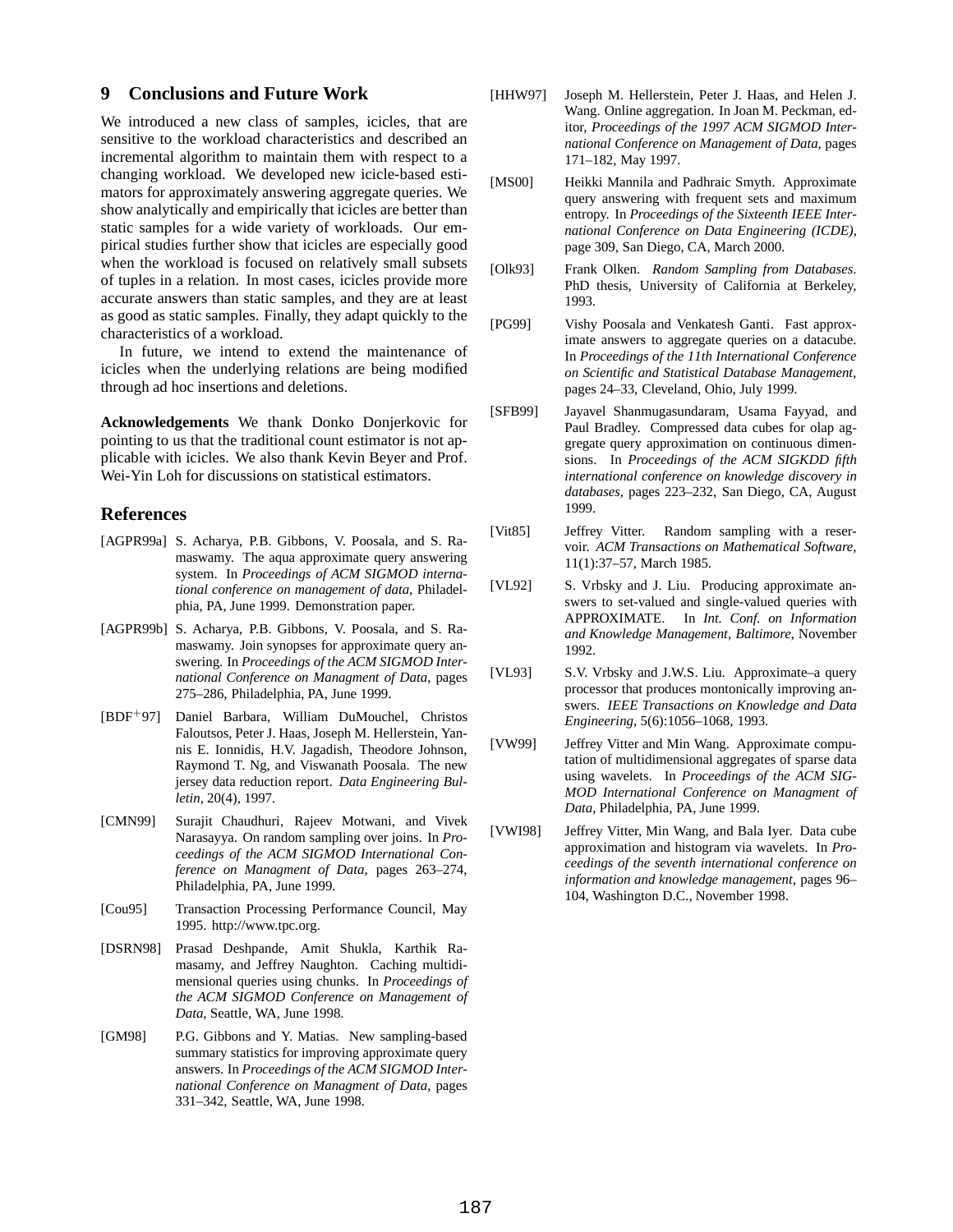## 9 Conclusions and Future Work

We introduced a new class of samples, icicles, that are sensitive to the workload characteristics and described an incremental algorithm to maintain them with respect to a changing workload. We developed new icicle-based estimators for approximately answering aggregate queries. We show analytically and empirically that icicles are better than static samples for a wide variety of workloads. Our empirical studies further show that icicles are especially good when the workload is focused on relatively small subsets of tuples in a relation. In most cases, icicles provide more accurate answers than static samples, and they are at least as good as static samples. Finally, they adapt quickly to the characteristics of a workload.

In future, we intend to extend the maintenance of icicles when the underlying relations are being modified through ad hoc insertions and deletions.

**Acknowledgements** We thank Donko Donjerkovic for pointing to us that the traditional count estimator is not applicable with icicles. We also thank Kevin Beyer and Prof. Wei-Yin Loh for discussions on statistical estimators.

## References

[AGPR99a] S. Acharya, P.B. Gibbons, V. Poosala, and S. Ramaswamy. The aqua approximate query answering system. In *Proceedings of ACM SIGMOD international conference on management of data*, Philadelphia, PA, June 1999. Demonstration paper.

[AGPR99b] S. Acharya, P.B. Gibbons, V. Poosala, and S. Ramaswamy. Join synopses for approximate query answering. In *Proceedings of the ACM SIGMOD International Conference on Managment of Data*, pages 275–286, Philadelphia, PA, June 1999.

[BDF+97] Daniel Barbara, William DuMouchel, Christos Faloutsos, Peter J. Haas, Joseph M. Hellerstein, Yannis E. Ionnidis, H.V. Jagadish, Theodore Johnson, Raymond T. Ng, and Viswanath Poosala. The new jersey data reduction report. *Data Engineering Bulletin*, 20(4), 1997.

[CMN99] Surajit Chaudhuri, Rajeev Motwani, and Vivek Narasayya. On random sampling over joins. In *Proceedings of the ACM SIGMOD International Conference on Managment of Data*, pages 263–274, Philadelphia, PA, June 1999.

[Cou95] Transaction Processing Performance Council, May 1995. http://www.tpc.org.

[DSRN98] Prasad Deshpande, Amit Shukla, Karthik Ramasamy, and Jeffrey Naughton. Caching multidimensional queries using chunks. In *Proceedings of the ACM SIGMOD Conference on Management of Data*, Seattle, WA, June 1998.

[GM98] P.G. Gibbons and Y. Matias. New sampling-based summary statistics for improving approximate query answers. In *Proceedings of the ACM SIGMOD International Conference on Managment of Data*, pages 331–342, Seattle, WA, June 1998.

[HHW97] Joseph M. Hellerstein, Peter J. Haas, and Helen J. Wang. Online aggregation. In Joan M. Peckman, editor, *Proceedings of the 1997 ACM SIGMOD International Conference on Management of Data*, pages 171–182, May 1997.

[MS00] Heikki Mannila and Padhraic Smyth. Approximate query answering with frequent sets and maximum entropy. In *Proceedings of the Sixteenth IEEE International Conference on Data Engineering (ICDE)*, page 309, San Diego, CA, March 2000.

[Olk93] Frank Olken. *Random Sampling from Databases*. PhD thesis, University of California at Berkeley, 1993.

[PG99] Vishy Poosala and Venkatesh Ganti. Fast approximate answers to aggregate queries on a datacube. In *Proceedings of the 11th International Conference on Scientific and Statistical Database Management*, pages 24–33, Cleveland, Ohio, July 1999.

[SFB99] Jayavel Shanmugasundaram, Usama Fayyad, and Paul Bradley. Compressed data cubes for olap aggregate query approximation on continuous dimensions. In *Proceedings of the ACM SIGKDD fifth international conference on knowledge discovery in databases*, pages 223–232, San Diego, CA, August 1999.

[Vit85] Jeffrey Vitter. Random sampling with a reservoir. *ACM Transactions on Mathematical Software*, 11(1):37–57, March 1985.

[VL92] S. Vrbsky and J. Liu. Producing approximate answers to set-valued and single-valued queries with APPROXIMATE. In *Int. Conf. on Information and Knowledge Management, Baltimore*, November 1992.

[VL93] S.V. Vrbsky and J.W.S. Liu. Approximate–a query processor that produces montonically improving answers. *IEEE Transactions on Knowledge and Data Engineering*, 5(6):1056–1068, 1993.

[VW99] Jeffrey Vitter and Min Wang. Approximate computation of multidimensional aggregates of sparse data using wavelets. In *Proceedings of the ACM SIGMOD International Conference on Managment of Data*, Philadelphia, PA, June 1999.

[VWI98] Jeffrey Vitter, Min Wang, and Bala Iyer. Data cube approximation and histogram via wavelets. In *Proceedings of the seventh international conference on information and knowledge management*, pages 96–104, Washington D.C., November 1998.